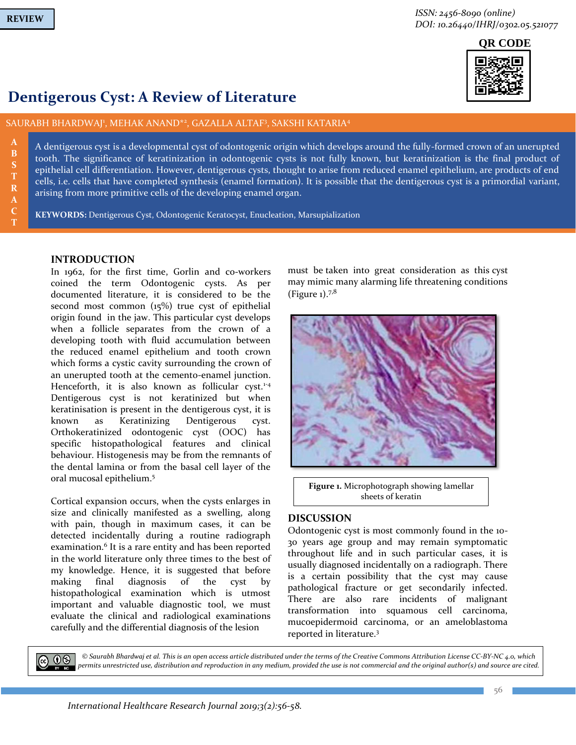REVIEW

ISSN: 2456-8090 (online)
DOI: 10.26440/IHRJ/0302.05.521077

# Dentigerous Cyst: A Review of Literature

SAURABH BHARDWAJ[1], MEHAK ANAND*[2], GAZALLA ALTAF[3], SAKSHI KATARIA[4]

**ABSTRACT**

A dentigerous cyst is a developmental cyst of odontogenic origin which develops around the fully-formed crown of an unerupted tooth. The significance of keratinization in odontogenic cysts is not fully known, but keratinization is the final product of epithelial cell differentiation. However, dentigerous cysts, thought to arise from reduced enamel epithelium, are products of end cells, i.e. cells that have completed synthesis (enamel formation). It is possible that the dentigerous cyst is a primordial variant, arising from more primitive cells of the developing enamel organ.

**KEYWORDS:** Dentigerous Cyst, Odontogenic Keratocyst, Enucleation, Marsupialization

## INTRODUCTION

In 1962, for the first time, Gorlin and co-workers coined the term Odontogenic cysts. As per documented literature, it is considered to be the second most common (15%) true cyst of epithelial origin found in the jaw. This particular cyst develops when a follicle separates from the crown of a developing tooth with fluid accumulation between the reduced enamel epithelium and tooth crown which forms a cystic cavity surrounding the crown of an unerupted tooth at the cemento-enamel junction. Henceforth, it is also known as follicular cyst.[1-4] Dentigerous cyst is not keratinized but when keratinisation is present in the dentigerous cyst, it is known as Keratinizing Dentigerous cyst. Orthokeratinized odontogenic cyst (OOC) has specific histopathological features and clinical behaviour. Histogenesis may be from the remnants of the dental lamina or from the basal cell layer of the oral mucosal epithelium.[5]

Cortical expansion occurs, when the cysts enlarges in size and clinically manifested as a swelling, along with pain, though in maximum cases, it can be detected incidentally during a routine radiograph examination.[6] It is a rare entity and has been reported in the world literature only three times to the best of my knowledge. Hence, it is suggested that before making final diagnosis of the cyst by histopathological examination which is utmost important and valuable diagnostic tool, we must evaluate the clinical and radiological examinations carefully and the differential diagnosis of the lesion must be taken into great consideration as this cyst may mimic many alarming life threatening conditions (Figure 1).[7,8]

**Figure 1.** Microphotograph showing lamellar sheets of keratin

## DISCUSSION

Odontogenic cyst is most commonly found in the 10-30 years age group and may remain symptomatic throughout life and in such particular cases, it is usually diagnosed incidentally on a radiograph. There is a certain possibility that the cyst may cause pathological fracture or get secondarily infected. There are also rare incidents of malignant transformation into squamous cell carcinoma, mucoepidermoid carcinoma, or an ameloblastoma reported in literature.[3]

*© Saurabh Bhardwaj et al. This is an open access article distributed under the terms of the Creative Commons Attribution License CC-BY-NC 4.0, which permits unrestricted use, distribution and reproduction in any medium, provided the use is not commercial and the original author(s) and source are cited.*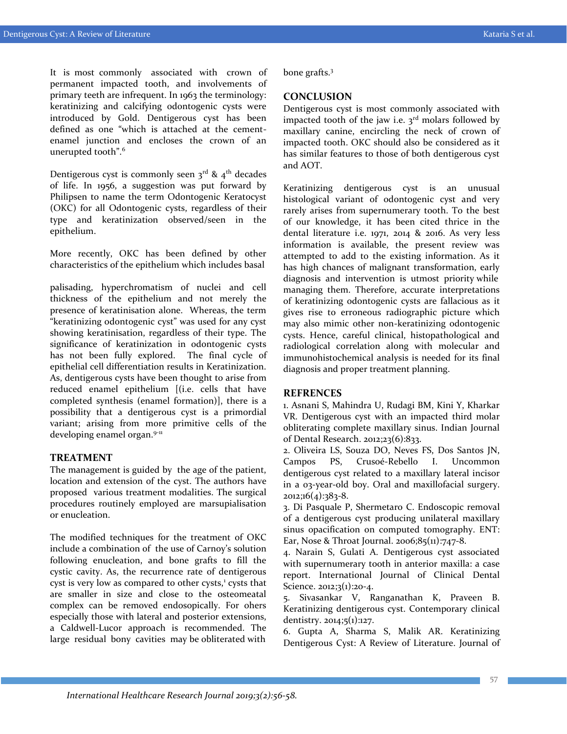It is most commonly associated with crown of permanent impacted tooth, and involvements of primary teeth are infrequent. In 1963 the terminology: keratinizing and calcifying odontogenic cysts were introduced by Gold. Dentigerous cyst has been defined as one "which is attached at the cement-enamel junction and encloses the crown of an unerupted tooth".[6]

Dentigerous cyst is commonly seen 3[rd] & 4[th] decades of life. In 1956, a suggestion was put forward by Philipsen to name the term Odontogenic Keratocyst (OKC) for all Odontogenic cysts, regardless of their type and keratinization observed/seen in the epithelium.

More recently, OKC has been defined by other characteristics of the epithelium which includes basal palisading, hyperchromatism of nuclei and cell thickness of the epithelium and not merely the presence of keratinisation alone. Whereas, the term "keratinizing odontogenic cyst" was used for any cyst showing keratinisation, regardless of their type. The significance of keratinization in odontogenic cysts has not been fully explored. The final cycle of epithelial cell differentiation results in Keratinization. As, dentigerous cysts have been thought to arise from reduced enamel epithelium [(i.e. cells that have completed synthesis (enamel formation)], there is a possibility that a dentigerous cyst is a primordial variant; arising from more primitive cells of the developing enamel organ.[9-11]

## TREATMENT

The management is guided by the age of the patient, location and extension of the cyst. The authors have proposed various treatment modalities. The surgical procedures routinely employed are marsupialisation or enucleation.

The modified techniques for the treatment of OKC include a combination of the use of Carnoy's solution following enucleation, and bone grafts to fill the cystic cavity. As, the recurrence rate of dentigerous cyst is very low as compared to other cysts,[1] cysts that are smaller in size and close to the osteomeatal complex can be removed endosopically. For ohers especially those with lateral and posterior extensions, a Caldwell-Lucor approach is recommended. The large residual bony cavities may be obliterated with bone grafts.[3]

## CONCLUSION

Dentigerous cyst is most commonly associated with impacted tooth of the jaw i.e. 3[rd] molars followed by maxillary canine, encircling the neck of crown of impacted tooth. OKC should also be considered as it has similar features to those of both dentigerous cyst and AOT.

Keratinizing dentigerous cyst is an unusual histological variant of odontogenic cyst and very rarely arises from supernumerary tooth. To the best of our knowledge, it has been cited thrice in the dental literature i.e. 1971, 2014 & 2016. As very less information is available, the present review was attempted to add to the existing information. As it has high chances of malignant transformation, early diagnosis and intervention is utmost priority while managing them. Therefore, accurate interpretations of keratinizing odontogenic cysts are fallacious as it gives rise to erroneous radiographic picture which may also mimic other non-keratinizing odontogenic cysts. Hence, careful clinical, histopathological and radiological correlation along with molecular and immunohistochemical analysis is needed for its final diagnosis and proper treatment planning.

## REFRENCES

1. Asnani S, Mahindra U, Rudagi BM, Kini Y, Kharkar VR. Dentigerous cyst with an impacted third molar obliterating complete maxillary sinus. Indian Journal of Dental Research. 2012;23(6):833.
2. Oliveira LS, Souza DO, Neves FS, Dos Santos JN, Campos PS, Crusoé-Rebello I. Uncommon dentigerous cyst related to a maxillary lateral incisor in a 03-year-old boy. Oral and maxillofacial surgery. 2012;16(4):383-8.
3. Di Pasquale P, Shermetaro C. Endoscopic removal of a dentigerous cyst producing unilateral maxillary sinus opacification on computed tomography. ENT: Ear, Nose & Throat Journal. 2006;85(11):747-8.
4. Narain S, Gulati A. Dentigerous cyst associated with supernumerary tooth in anterior maxilla: a case report. International Journal of Clinical Dental Science. 2012;3(1):20-4.
5. Sivasankar V, Ranganathan K, Praveen B. Keratinizing dentigerous cyst. Contemporary clinical dentistry. 2014;5(1):127.
6. Gupta A, Sharma S, Malik AR. Keratinizing Dentigerous Cyst: A Review of Literature. Journal of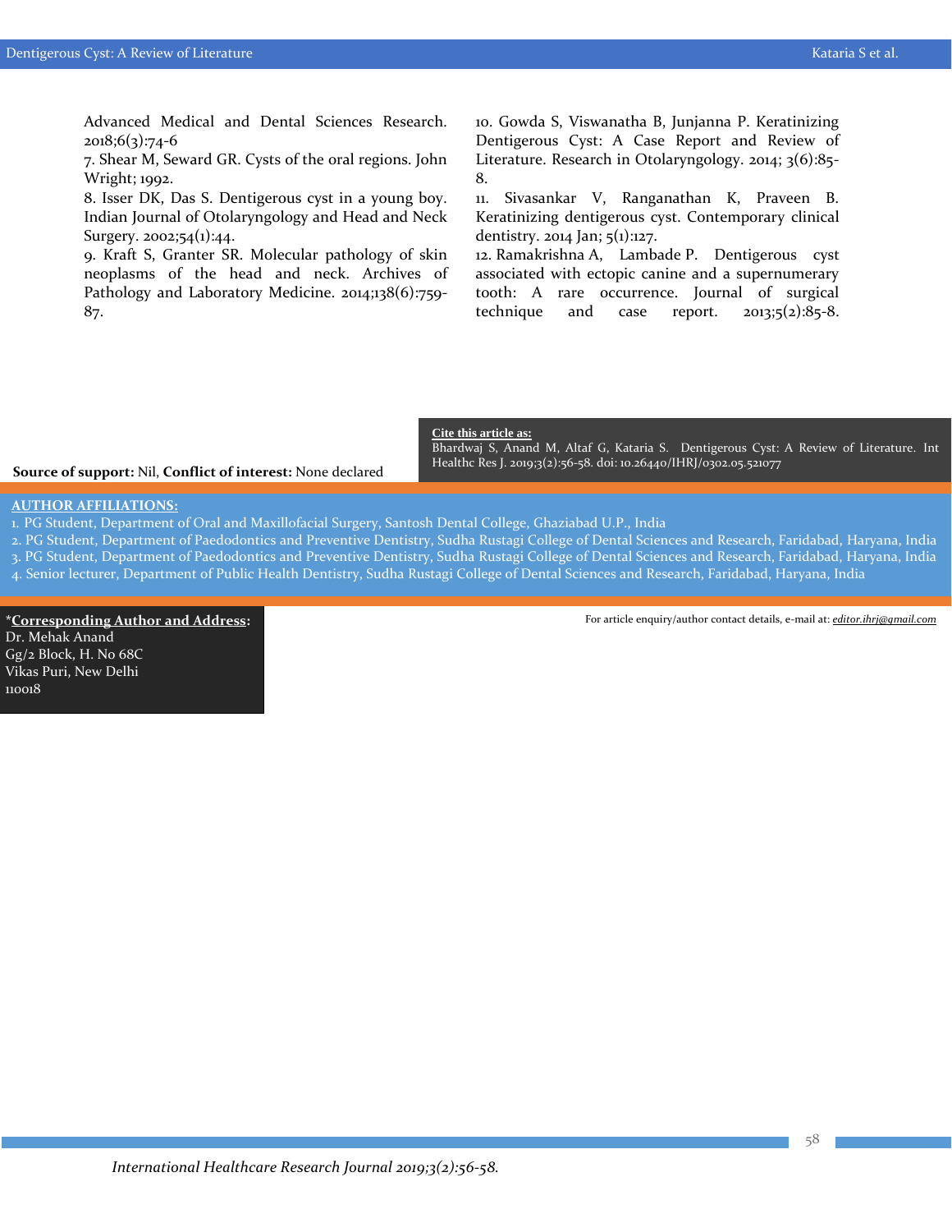Advanced Medical and Dental Sciences Research. 2018;6(3):74-6

7. Shear M, Seward GR. Cysts of the oral regions. John Wright; 1992.

8. Isser DK, Das S. Dentigerous cyst in a young boy. Indian Journal of Otolaryngology and Head and Neck Surgery. 2002;54(1):44.

9. Kraft S, Granter SR. Molecular pathology of skin neoplasms of the head and neck. Archives of Pathology and Laboratory Medicine. 2014;138(6):759-87.

10. Gowda S, Viswanatha B, Junjanna P. Keratinizing Dentigerous Cyst: A Case Report and Review of Literature. Research in Otolaryngology. 2014; 3(6):85-8.

11. Sivasankar V, Ranganathan K, Praveen B. Keratinizing dentigerous cyst. Contemporary clinical dentistry. 2014 Jan; 5(1):127.

12. Ramakrishna A, Lambade P. Dentigerous cyst associated with ectopic canine and a supernumerary tooth: A rare occurrence. Journal of surgical technique and case report. 2013;5(2):85-8.

**Source of support:** Nil, **Conflict of interest:** None declared

**Cite this article as:**
Bhardwaj S, Anand M, Altaf G, Kataria S. Dentigerous Cyst: A Review of Literature. Int Healthc Res J. 2019;3(2):56-58. doi: 10.26440/IHRJ/0302.05.521077

**AUTHOR AFFILIATIONS:**

1. PG Student, Department of Oral and Maxillofacial Surgery, Santosh Dental College, Ghaziabad U.P., India
2. PG Student, Department of Paedodontics and Preventive Dentistry, Sudha Rustagi College of Dental Sciences and Research, Faridabad, Haryana, India
3. PG Student, Department of Paedodontics and Preventive Dentistry, Sudha Rustagi College of Dental Sciences and Research, Faridabad, Haryana, India
4. Senior lecturer, Department of Public Health Dentistry, Sudha Rustagi College of Dental Sciences and Research, Faridabad, Haryana, India

***Corresponding Author and Address**:
Dr. Mehak Anand
Gg/2 Block, H. No 68C
Vikas Puri, New Delhi
110018

For article enquiry/author contact details, e-mail at: *editor.ihrj@gmail.com*